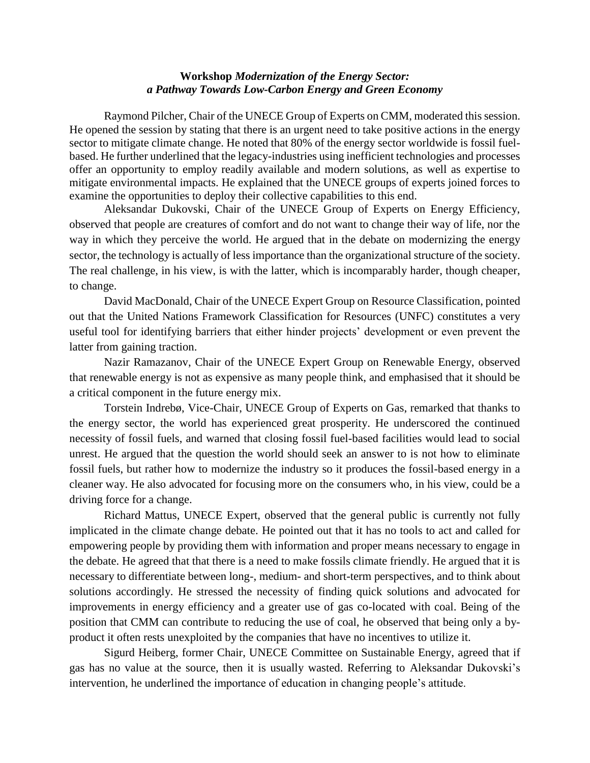**Workshop** ***Modernization of the Energy Sector: a Pathway Towards Low-Carbon Energy and Green Economy***

Raymond Pilcher, Chair of the UNECE Group of Experts on CMM, moderated this session. He opened the session by stating that there is an urgent need to take positive actions in the energy sector to mitigate climate change. He noted that 80% of the energy sector worldwide is fossil fuel-based. He further underlined that the legacy-industries using inefficient technologies and processes offer an opportunity to employ readily available and modern solutions, as well as expertise to mitigate environmental impacts. He explained that the UNECE groups of experts joined forces to examine the opportunities to deploy their collective capabilities to this end.

Aleksandar Dukovski, Chair of the UNECE Group of Experts on Energy Efficiency, observed that people are creatures of comfort and do not want to change their way of life, nor the way in which they perceive the world. He argued that in the debate on modernizing the energy sector, the technology is actually of less importance than the organizational structure of the society. The real challenge, in his view, is with the latter, which is incomparably harder, though cheaper, to change.

David MacDonald, Chair of the UNECE Expert Group on Resource Classification, pointed out that the United Nations Framework Classification for Resources (UNFC) constitutes a very useful tool for identifying barriers that either hinder projects' development or even prevent the latter from gaining traction.

Nazir Ramazanov, Chair of the UNECE Expert Group on Renewable Energy, observed that renewable energy is not as expensive as many people think, and emphasised that it should be a critical component in the future energy mix.

Torstein Indrebø, Vice-Chair, UNECE Group of Experts on Gas, remarked that thanks to the energy sector, the world has experienced great prosperity. He underscored the continued necessity of fossil fuels, and warned that closing fossil fuel-based facilities would lead to social unrest. He argued that the question the world should seek an answer to is not how to eliminate fossil fuels, but rather how to modernize the industry so it produces the fossil-based energy in a cleaner way. He also advocated for focusing more on the consumers who, in his view, could be a driving force for a change.

Richard Mattus, UNECE Expert, observed that the general public is currently not fully implicated in the climate change debate. He pointed out that it has no tools to act and called for empowering people by providing them with information and proper means necessary to engage in the debate. He agreed that that there is a need to make fossils climate friendly. He argued that it is necessary to differentiate between long-, medium- and short-term perspectives, and to think about solutions accordingly. He stressed the necessity of finding quick solutions and advocated for improvements in energy efficiency and a greater use of gas co-located with coal. Being of the position that CMM can contribute to reducing the use of coal, he observed that being only a by-product it often rests unexploited by the companies that have no incentives to utilize it.

Sigurd Heiberg, former Chair, UNECE Committee on Sustainable Energy, agreed that if gas has no value at the source, then it is usually wasted. Referring to Aleksandar Dukovski's intervention, he underlined the importance of education in changing people's attitude.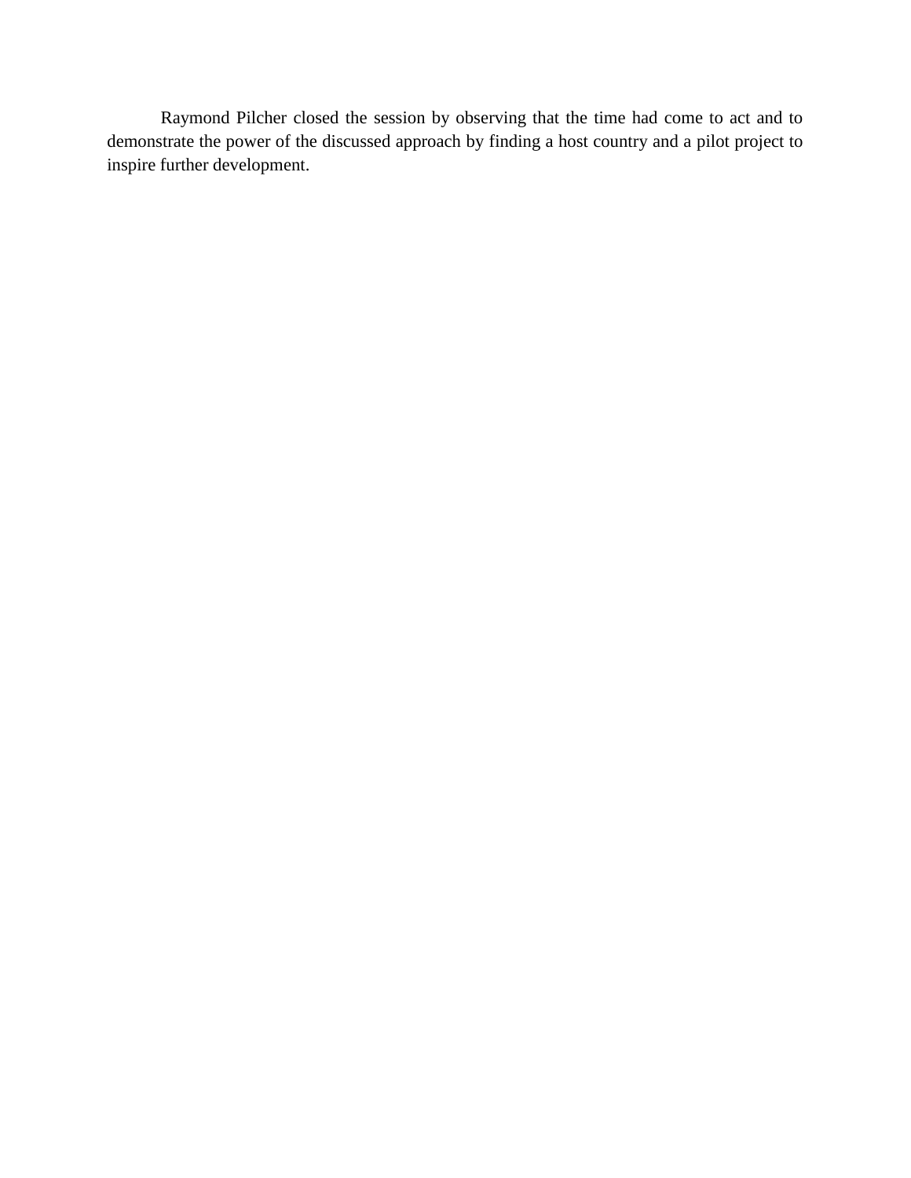Raymond Pilcher closed the session by observing that the time had come to act and to demonstrate the power of the discussed approach by finding a host country and a pilot project to inspire further development.